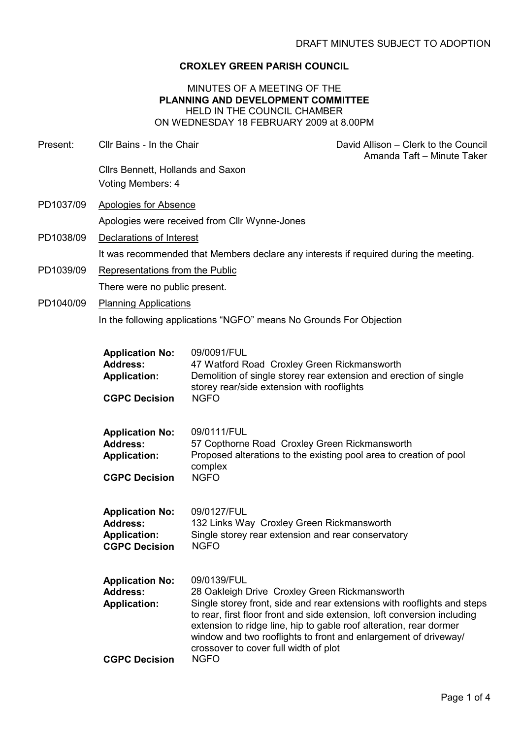DRAFT MINUTES SUBJECT TO ADOPTION

# CROXLEY GREEN PARISH COUNCIL

## MINUTES OF A MEETING OF THE
## PLANNING AND DEVELOPMENT COMMITTEE
HELD IN THE COUNCIL CHAMBER
ON WEDNESDAY 18 FEBRUARY 2009 at 8.00PM

Present: Cllr Bains - In the Chair

David Allison – Clerk to the Council
Amanda Taft – Minute Taker

Cllrs Bennett, Hollands and Saxon
Voting Members: 4

**PD1037/09** Apologies for Absence

Apologies were received from Cllr Wynne-Jones

**PD1038/09** Declarations of Interest

It was recommended that Members declare any interests if required during the meeting.

**PD1039/09** Representations from the Public

There were no public present.

**PD1040/09** Planning Applications

In the following applications "NGFO" means No Grounds For Objection

| | |
|---|---|
| **Application No:** | 09/0091/FUL |
| **Address:** | 47 Watford Road Croxley Green Rickmansworth |
| **Application:** | Demolition of single storey rear extension and erection of single storey rear/side extension with rooflights |
| **CGPC Decision** | NGFO |

| | |
|---|---|
| **Application No:** | 09/0111/FUL |
| **Address:** | 57 Copthorne Road Croxley Green Rickmansworth |
| **Application:** | Proposed alterations to the existing pool area to creation of pool complex |
| **CGPC Decision** | NGFO |

| | |
|---|---|
| **Application No:** | 09/0127/FUL |
| **Address:** | 132 Links Way Croxley Green Rickmansworth |
| **Application:** | Single storey rear extension and rear conservatory |
| **CGPC Decision** | NGFO |

| | |
|---|---|
| **Application No:** | 09/0139/FUL |
| **Address:** | 28 Oakleigh Drive Croxley Green Rickmansworth |
| **Application:** | Single storey front, side and rear extensions with rooflights and steps to rear, first floor front and side extension, loft conversion including extension to ridge line, hip to gable roof alteration, rear dormer window and two rooflights to front and enlargement of driveway/ crossover to cover full width of plot |
| **CGPC Decision** | NGFO |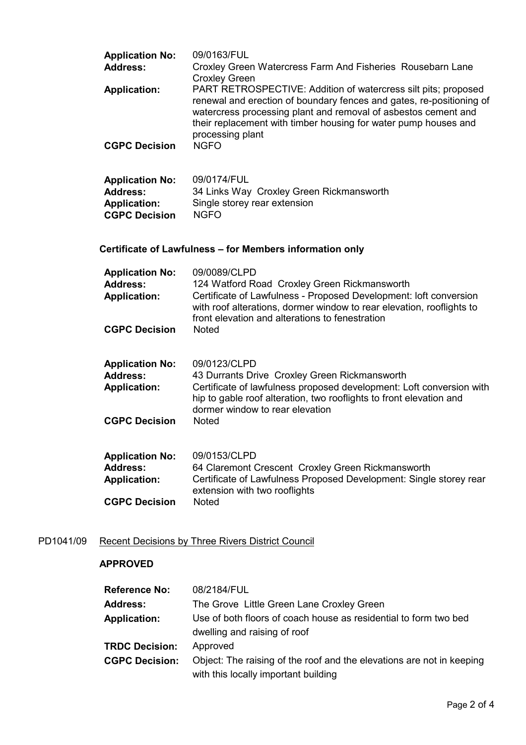| | |
|---|---|
| **Application No:** | 09/0163/FUL |
| **Address:** | Croxley Green Watercress Farm And Fisheries Rousebarn Lane Croxley Green |
| **Application:** | PART RETROSPECTIVE: Addition of watercress silt pits; proposed renewal and erection of boundary fences and gates, re-positioning of watercress processing plant and removal of asbestos cement and their replacement with timber housing for water pump houses and processing plant |
| **CGPC Decision** | NGFO |

| | |
|---|---|
| **Application No:** | 09/0174/FUL |
| **Address:** | 34 Links Way Croxley Green Rickmansworth |
| **Application:** | Single storey rear extension |
| **CGPC Decision** | NGFO |

**Certificate of Lawfulness – for Members information only**

| | |
|---|---|
| **Application No:** | 09/0089/CLPD |
| **Address:** | 124 Watford Road Croxley Green Rickmansworth |
| **Application:** | Certificate of Lawfulness - Proposed Development: loft conversion with roof alterations, dormer window to rear elevation, rooflights to front elevation and alterations to fenestration |
| **CGPC Decision** | Noted |

| | |
|---|---|
| **Application No:** | 09/0123/CLPD |
| **Address:** | 43 Durrants Drive Croxley Green Rickmansworth |
| **Application:** | Certificate of lawfulness proposed development: Loft conversion with hip to gable roof alteration, two rooflights to front elevation and dormer window to rear elevation |
| **CGPC Decision** | Noted |

| | |
|---|---|
| **Application No:** | 09/0153/CLPD |
| **Address:** | 64 Claremont Crescent Croxley Green Rickmansworth |
| **Application:** | Certificate of Lawfulness Proposed Development: Single storey rear extension with two rooflights |
| **CGPC Decision** | Noted |

PD1041/09 Recent Decisions by Three Rivers District Council

**APPROVED**

| | |
|---|---|
| **Reference No:** | 08/2184/FUL |
| **Address:** | The Grove Little Green Lane Croxley Green |
| **Application:** | Use of both floors of coach house as residential to form two bed dwelling and raising of roof |
| **TRDC Decision:** | Approved |
| **CGPC Decision:** | Object: The raising of the roof and the elevations are not in keeping with this locally important building |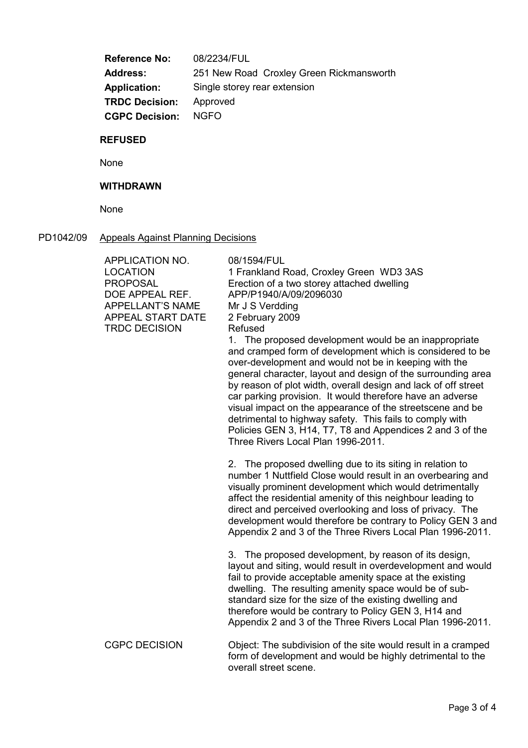| | |
|---|---|
| **Reference No:** | 08/2234/FUL |
| **Address:** | 251 New Road Croxley Green Rickmansworth |
| **Application:** | Single storey rear extension |
| **TRDC Decision:** | Approved |
| **CGPC Decision:** | NGFO |

**REFUSED**

None

**WITHDRAWN**

None

PD1042/09 Appeals Against Planning Decisions

| | |
|---|---|
| APPLICATION NO. | 08/1594/FUL |
| LOCATION | 1 Frankland Road, Croxley Green WD3 3AS |
| PROPOSAL | Erection of a two storey attached dwelling |
| DOE APPEAL REF. | APP/P1940/A/09/2096030 |
| APPELLANT'S NAME | Mr J S Verdding |
| APPEAL START DATE | 2 February 2009 |
| TRDC DECISION | Refused<br>1. The proposed development would be an inappropriate and cramped form of development which is considered to be over-development and would not be in keeping with the general character, layout and design of the surrounding area by reason of plot width, overall design and lack of off street car parking provision. It would therefore have an adverse visual impact on the appearance of the streetscene and be detrimental to highway safety. This fails to comply with Policies GEN 3, H14, T7, T8 and Appendices 2 and 3 of the Three Rivers Local Plan 1996-2011.<br><br>2. The proposed dwelling due to its siting in relation to number 1 Nuttfield Close would result in an overbearing and visually prominent development which would detrimentally affect the residential amenity of this neighbour leading to direct and perceived overlooking and loss of privacy. The development would therefore be contrary to Policy GEN 3 and Appendix 2 and 3 of the Three Rivers Local Plan 1996-2011.<br><br>3. The proposed development, by reason of its design, layout and siting, would result in overdevelopment and would fail to provide acceptable amenity space at the existing dwelling. The resulting amenity space would be of sub-standard size for the size of the existing dwelling and therefore would be contrary to Policy GEN 3, H14 and Appendix 2 and 3 of the Three Rivers Local Plan 1996-2011. |
| CGPC DECISION | Object: The subdivision of the site would result in a cramped form of development and would be highly detrimental to the overall street scene. |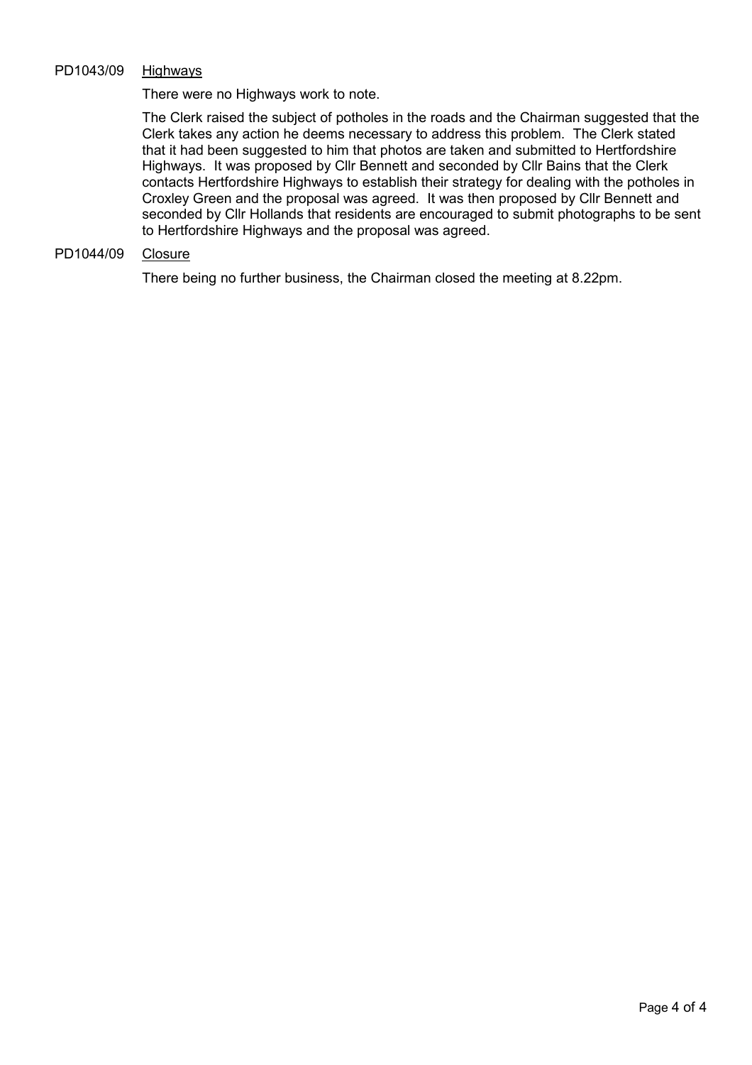PD1043/09 Highways

There were no Highways work to note.

The Clerk raised the subject of potholes in the roads and the Chairman suggested that the Clerk takes any action he deems necessary to address this problem. The Clerk stated that it had been suggested to him that photos are taken and submitted to Hertfordshire Highways. It was proposed by Cllr Bennett and seconded by Cllr Bains that the Clerk contacts Hertfordshire Highways to establish their strategy for dealing with the potholes in Croxley Green and the proposal was agreed. It was then proposed by Cllr Bennett and seconded by Cllr Hollands that residents are encouraged to submit photographs to be sent to Hertfordshire Highways and the proposal was agreed.

PD1044/09 Closure

There being no further business, the Chairman closed the meeting at 8.22pm.